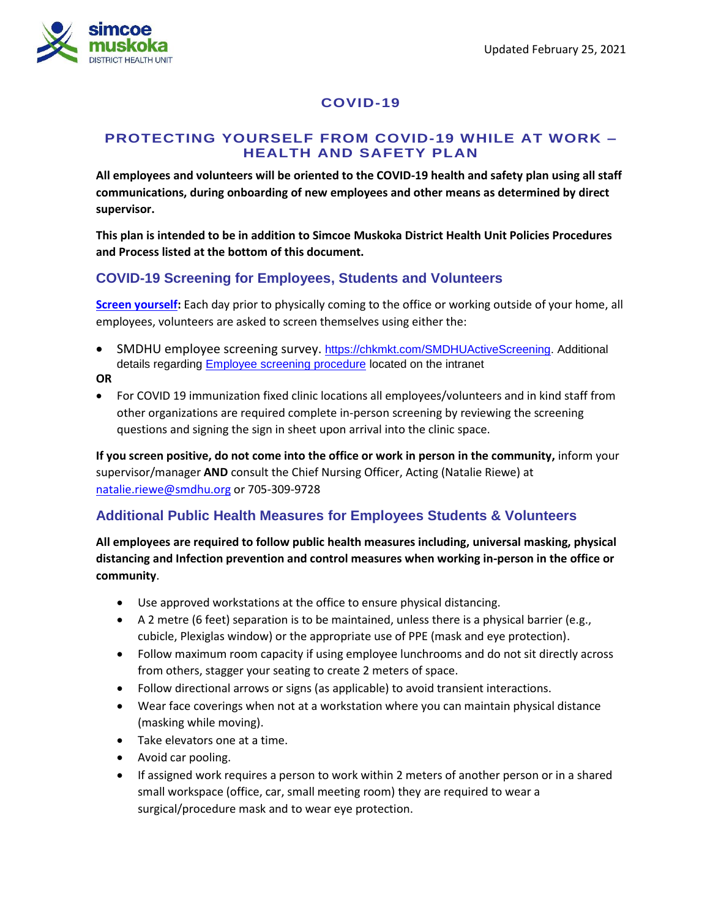Updated February 25, 2021

# COVID-19

## PROTECTING YOURSELF FROM COVID-19 WHILE AT WORK – HEALTH AND SAFETY PLAN

**All employees and volunteers will be oriented to the COVID-19 health and safety plan using all staff communications, during onboarding of new employees and other means as determined by direct supervisor.**

**This plan is intended to be in addition to Simcoe Muskoka District Health Unit Policies Procedures and Process listed at the bottom of this document.**

### COVID-19 Screening for Employees, Students and Volunteers

**Screen yourself:** Each day prior to physically coming to the office or working outside of your home, all employees, volunteers are asked to screen themselves using either the:

- SMDHU employee screening survey. https://chkmkt.com/SMDHUActiveScreening. Additional details regarding Employee screening procedure located on the intranet

**OR**

- For COVID 19 immunization fixed clinic locations all employees/volunteers and in kind staff from other organizations are required complete in-person screening by reviewing the screening questions and signing the sign in sheet upon arrival into the clinic space.

**If you screen positive, do not come into the office or work in person in the community,** inform your supervisor/manager **AND** consult the Chief Nursing Officer, Acting (Natalie Riewe) at natalie.riewe@smdhu.org or 705-309-9728

### Additional Public Health Measures for Employees Students & Volunteers

**All employees are required to follow public health measures including, universal masking, physical distancing and Infection prevention and control measures when working in-person in the office or community**.

- Use approved workstations at the office to ensure physical distancing.
- A 2 metre (6 feet) separation is to be maintained, unless there is a physical barrier (e.g., cubicle, Plexiglas window) or the appropriate use of PPE (mask and eye protection).
- Follow maximum room capacity if using employee lunchrooms and do not sit directly across from others, stagger your seating to create 2 meters of space.
- Follow directional arrows or signs (as applicable) to avoid transient interactions.
- Wear face coverings when not at a workstation where you can maintain physical distance (masking while moving).
- Take elevators one at a time.
- Avoid car pooling.
- If assigned work requires a person to work within 2 meters of another person or in a shared small workspace (office, car, small meeting room) they are required to wear a surgical/procedure mask and to wear eye protection.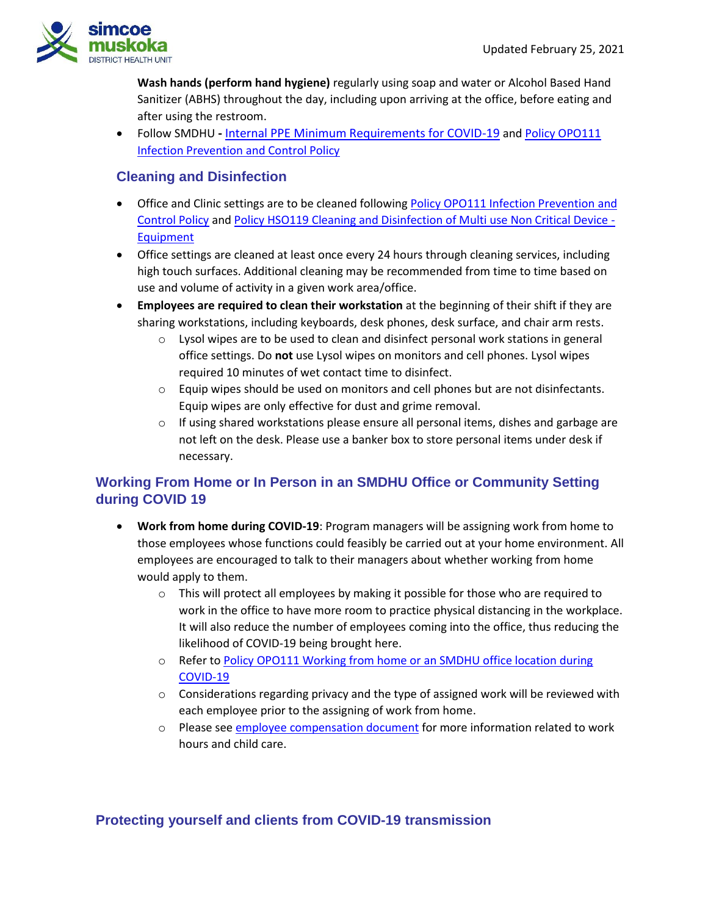**Wash hands (perform hand hygiene)** regularly using soap and water or Alcohol Based Hand Sanitizer (ABHS) throughout the day, including upon arriving at the office, before eating and after using the restroom.

- Follow SMDHU **-** Internal PPE Minimum Requirements for COVID-19 and Policy OPO111 Infection Prevention and Control Policy

## Cleaning and Disinfection

- Office and Clinic settings are to be cleaned following Policy OPO111 Infection Prevention and Control Policy and Policy HSO119 Cleaning and Disinfection of Multi use Non Critical Device - Equipment
- Office settings are cleaned at least once every 24 hours through cleaning services, including high touch surfaces. Additional cleaning may be recommended from time to time based on use and volume of activity in a given work area/office.
- **Employees are required to clean their workstation** at the beginning of their shift if they are sharing workstations, including keyboards, desk phones, desk surface, and chair arm rests.
    - Lysol wipes are to be used to clean and disinfect personal work stations in general office settings. Do **not** use Lysol wipes on monitors and cell phones. Lysol wipes required 10 minutes of wet contact time to disinfect.
    - Equip wipes should be used on monitors and cell phones but are not disinfectants. Equip wipes are only effective for dust and grime removal.
    - If using shared workstations please ensure all personal items, dishes and garbage are not left on the desk. Please use a banker box to store personal items under desk if necessary.

## Working From Home or In Person in an SMDHU Office or Community Setting during COVID 19

- **Work from home during COVID-19**: Program managers will be assigning work from home to those employees whose functions could feasibly be carried out at your home environment. All employees are encouraged to talk to their managers about whether working from home would apply to them.
    - This will protect all employees by making it possible for those who are required to work in the office to have more room to practice physical distancing in the workplace. It will also reduce the number of employees coming into the office, thus reducing the likelihood of COVID-19 being brought here.
    - Refer to Policy OPO111 Working from home or an SMDHU office location during COVID-19
    - Considerations regarding privacy and the type of assigned work will be reviewed with each employee prior to the assigning of work from home.
    - Please see employee compensation document for more information related to work hours and child care.

## Protecting yourself and clients from COVID-19 transmission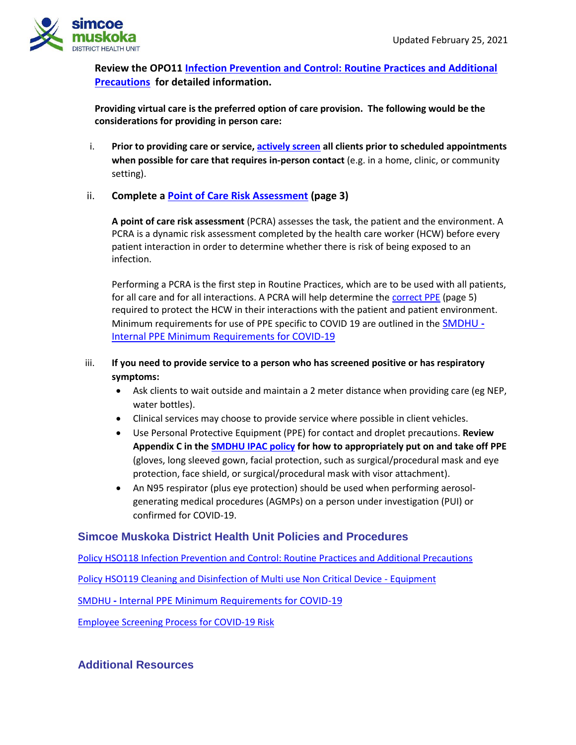**Review the OPO11 Infection Prevention and Control: Routine Practices and Additional Precautions for detailed information.**

**Providing virtual care is the preferred option of care provision. The following would be the considerations for providing in person care:**

i. **Prior to providing care or service, actively screen all clients prior to scheduled appointments when possible for care that requires in-person contact** (e.g. in a home, clinic, or community setting).

ii. **Complete a Point of Care Risk Assessment (page 3)**

   **A point of care risk assessment** (PCRA) assesses the task, the patient and the environment. A PCRA is a dynamic risk assessment completed by the health care worker (HCW) before every patient interaction in order to determine whether there is risk of being exposed to an infection.

   Performing a PCRA is the first step in Routine Practices, which are to be used with all patients, for all care and for all interactions. A PCRA will help determine the correct PPE (page 5) required to protect the HCW in their interactions with the patient and patient environment. Minimum requirements for use of PPE specific to COVID 19 are outlined in the SMDHU - Internal PPE Minimum Requirements for COVID-19

iii. **If you need to provide service to a person who has screened positive or has respiratory symptoms:**
   - Ask clients to wait outside and maintain a 2 meter distance when providing care (eg NEP, water bottles).
   - Clinical services may choose to provide service where possible in client vehicles.
   - Use Personal Protective Equipment (PPE) for contact and droplet precautions. **Review Appendix C in the SMDHU IPAC policy for how to appropriately put on and take off PPE** (gloves, long sleeved gown, facial protection, such as surgical/procedural mask and eye protection, face shield, or surgical/procedural mask with visor attachment).
   - An N95 respirator (plus eye protection) should be used when performing aerosol-generating medical procedures (AGMPs) on a person under investigation (PUI) or confirmed for COVID-19.

## Simcoe Muskoka District Health Unit Policies and Procedures

Policy HSO118 Infection Prevention and Control: Routine Practices and Additional Precautions

Policy HSO119 Cleaning and Disinfection of Multi use Non Critical Device - Equipment

SMDHU - Internal PPE Minimum Requirements for COVID-19

Employee Screening Process for COVID-19 Risk

## Additional Resources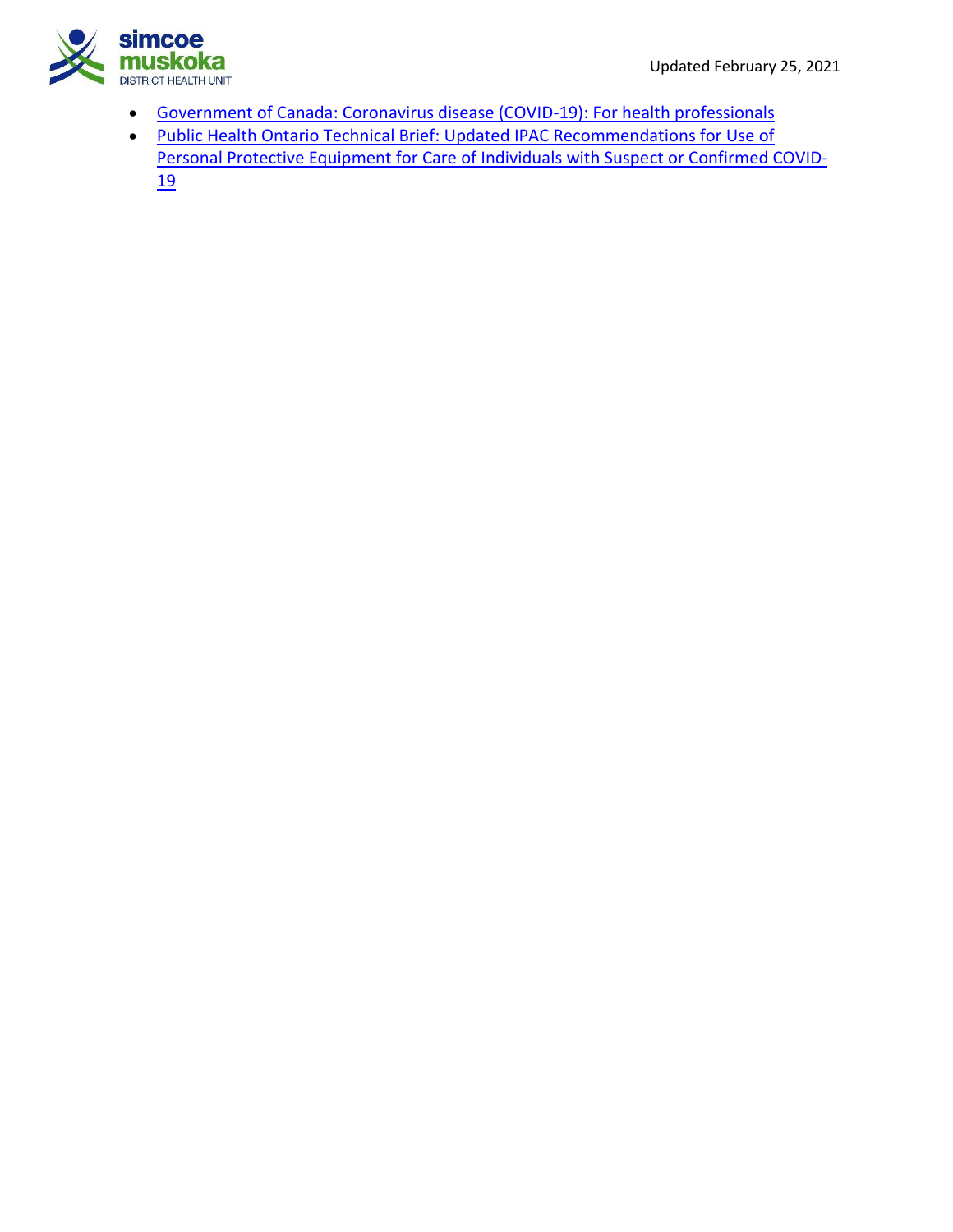- Government of Canada: Coronavirus disease (COVID-19): For health professionals
- Public Health Ontario Technical Brief: Updated IPAC Recommendations for Use of Personal Protective Equipment for Care of Individuals with Suspect or Confirmed COVID-19